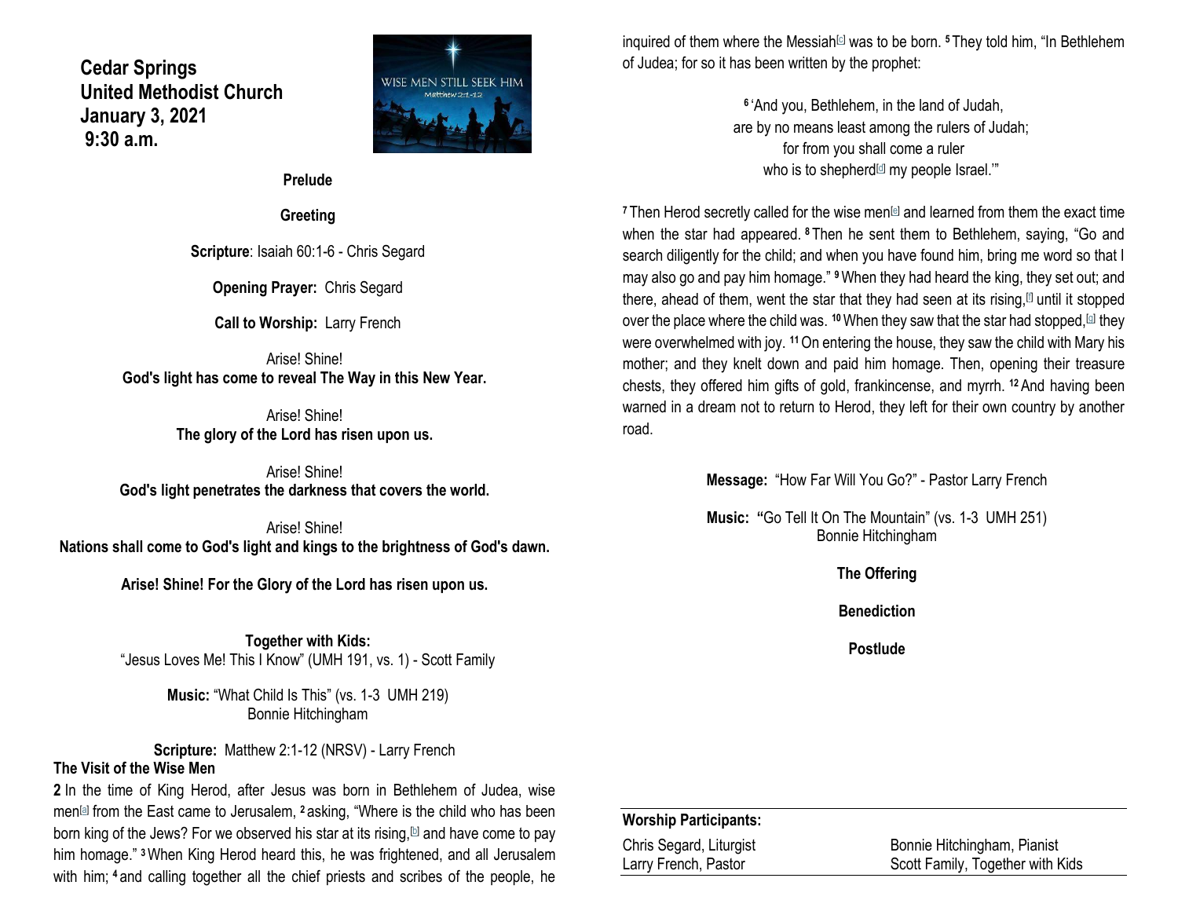**Cedar Springs**
**United Methodist Church**
**January 3, 2021**
**9:30 a.m.**

**Prelude**

**Greeting**

**Scripture**: Isaiah 60:1-6 - Chris Segard

**Opening Prayer:** Chris Segard

**Call to Worship:** Larry French

Arise! Shine!
**God's light has come to reveal The Way in this New Year.**

Arise! Shine!
**The glory of the Lord has risen upon us.**

Arise! Shine!
**God's light penetrates the darkness that covers the world.**

Arise! Shine!
**Nations shall come to God's light and kings to the brightness of God's dawn.**

**Arise! Shine! For the Glory of the Lord has risen upon us.**

**Together with Kids:**
"Jesus Loves Me! This I Know" (UMH 191, vs. 1) - Scott Family

**Music:** "What Child Is This" (vs. 1-3 UMH 219)
Bonnie Hitchingham

**Scripture:** Matthew 2:1-12 (NRSV) - Larry French

**The Visit of the Wise Men**

**2** In the time of King Herod, after Jesus was born in Bethlehem of Judea, wise men[a] from the East came to Jerusalem, **2** asking, "Where is the child who has been born king of the Jews? For we observed his star at its rising,[b] and have come to pay him homage." **3** When King Herod heard this, he was frightened, and all Jerusalem with him; **4** and calling together all the chief priests and scribes of the people, he inquired of them where the Messiah[c] was to be born. **5** They told him, "In Bethlehem of Judea; for so it has been written by the prophet:

**6** 'And you, Bethlehem, in the land of Judah,
are by no means least among the rulers of Judah;
for from you shall come a ruler
who is to shepherd[d] my people Israel.'"

**7** Then Herod secretly called for the wise men[e] and learned from them the exact time when the star had appeared. **8** Then he sent them to Bethlehem, saying, "Go and search diligently for the child; and when you have found him, bring me word so that I may also go and pay him homage." **9** When they had heard the king, they set out; and there, ahead of them, went the star that they had seen at its rising,[f] until it stopped over the place where the child was. **10** When they saw that the star had stopped,[g] they were overwhelmed with joy. **11** On entering the house, they saw the child with Mary his mother; and they knelt down and paid him homage. Then, opening their treasure chests, they offered him gifts of gold, frankincense, and myrrh. **12** And having been warned in a dream not to return to Herod, they left for their own country by another road.

**Message:** "How Far Will You Go?" - Pastor Larry French

**Music:** "Go Tell It On The Mountain" (vs. 1-3 UMH 251)
Bonnie Hitchingham

**The Offering**

**Benediction**

**Postlude**

**Worship Participants:**

| | |
|---|---|
| Chris Segard, Liturgist | Bonnie Hitchingham, Pianist |
| Larry French, Pastor | Scott Family, Together with Kids |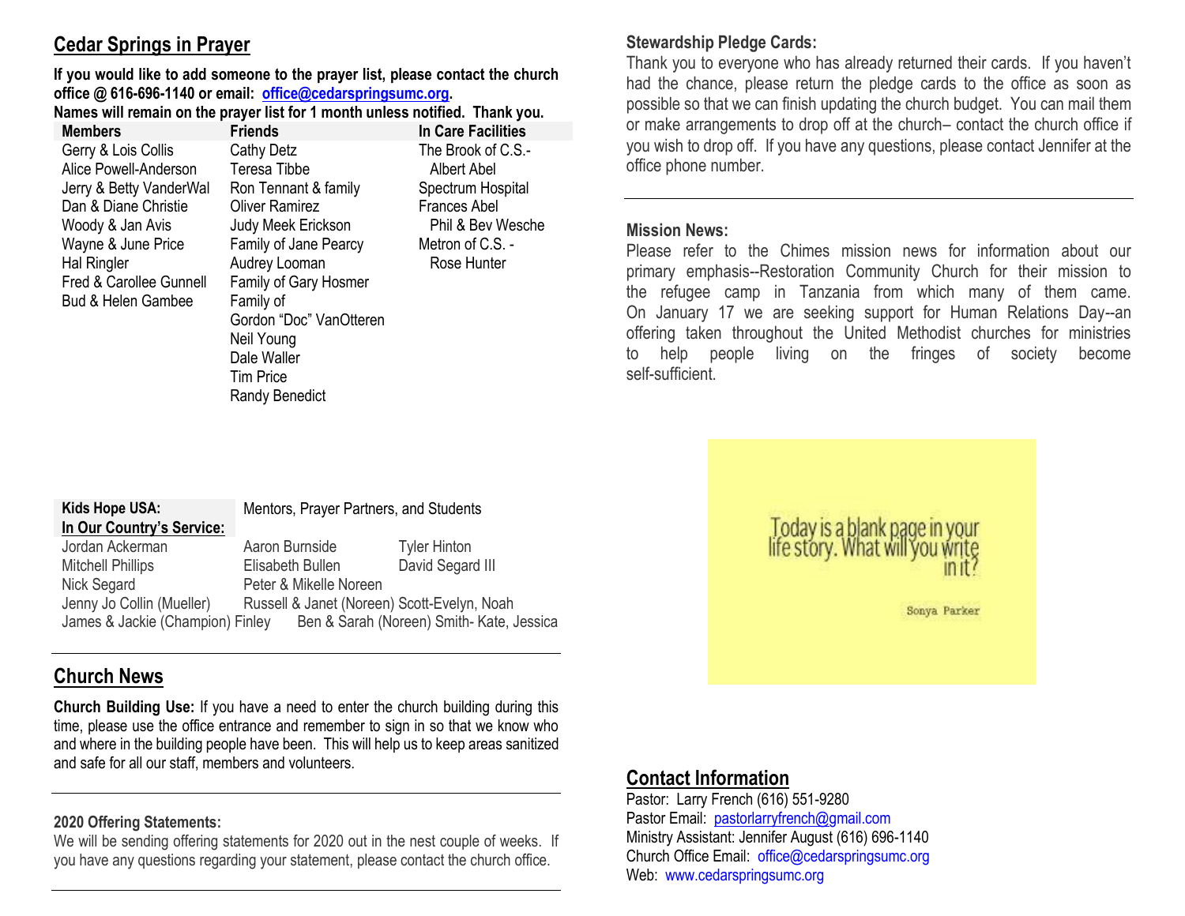## Cedar Springs in Prayer

**If you would like to add someone to the prayer list, please contact the church office @ 616-696-1140 or email: office@cedarspringsumc.org.**
**Names will remain on the prayer list for 1 month unless notified. Thank you.**

| Members | Friends | In Care Facilities |
|---|---|---|
| Gerry & Lois Collis | Cathy Detz | The Brook of C.S.- Albert Abel |
| Alice Powell-Anderson | Teresa Tibbe | Spectrum Hospital |
| Jerry & Betty VanderWal | Ron Tennant & family | Frances Abel |
| Dan & Diane Christie | Oliver Ramirez | Phil & Bev Wesche |
| Woody & Jan Avis | Judy Meek Erickson | Metron of C.S. - Rose Hunter |
| Wayne & June Price | Family of Jane Pearcy | |
| Hal Ringler | Audrey Looman | |
| Fred & Carollee Gunnell | Family of Gary Hosmer | |
| Bud & Helen Gambee | Family of Gordon "Doc" VanOtteren | |
| | Neil Young | |
| | Dale Waller | |
| | Tim Price | |
| | Randy Benedict | |

**Kids Hope USA:** Mentors, Prayer Partners, and Students

**In Our Country's Service:**

| | | |
|---|---|---|
| Jordan Ackerman | Aaron Burnside | Tyler Hinton |
| Mitchell Phillips | Elisabeth Bullen | David Segard III |
| Nick Segard | Peter & Mikelle Noreen | |
| Jenny Jo Collin (Mueller) | Russell & Janet (Noreen) Scott-Evelyn, Noah | |
| James & Jackie (Champion) Finley | Ben & Sarah (Noreen) Smith- Kate, Jessica | |

## Church News

**Church Building Use:** If you have a need to enter the church building during this time, please use the office entrance and remember to sign in so that we know who and where in the building people have been. This will help us to keep areas sanitized and safe for all our staff, members and volunteers.

**2020 Offering Statements:**
We will be sending offering statements for 2020 out in the nest couple of weeks. If you have any questions regarding your statement, please contact the church office.

**Stewardship Pledge Cards:**
Thank you to everyone who has already returned their cards. If you haven't had the chance, please return the pledge cards to the office as soon as possible so that we can finish updating the church budget. You can mail them or make arrangements to drop off at the church– contact the church office if you wish to drop off. If you have any questions, please contact Jennifer at the office phone number.

**Mission News:**
Please refer to the Chimes mission news for information about our primary emphasis--Restoration Community Church for their mission to the refugee camp in Tanzania from which many of them came. On January 17 we are seeking support for Human Relations Day--an offering taken throughout the United Methodist churches for ministries to help people living on the fringes of society become self-sufficient.

Today is a blank page in your life story. What will you write in it?

Sonya Parker

## Contact Information

Pastor: Larry French (616) 551-9280
Pastor Email: pastorlarryfrench@gmail.com
Ministry Assistant: Jennifer August (616) 696-1140
Church Office Email: office@cedarspringsumc.org
Web: www.cedarspringsumc.org